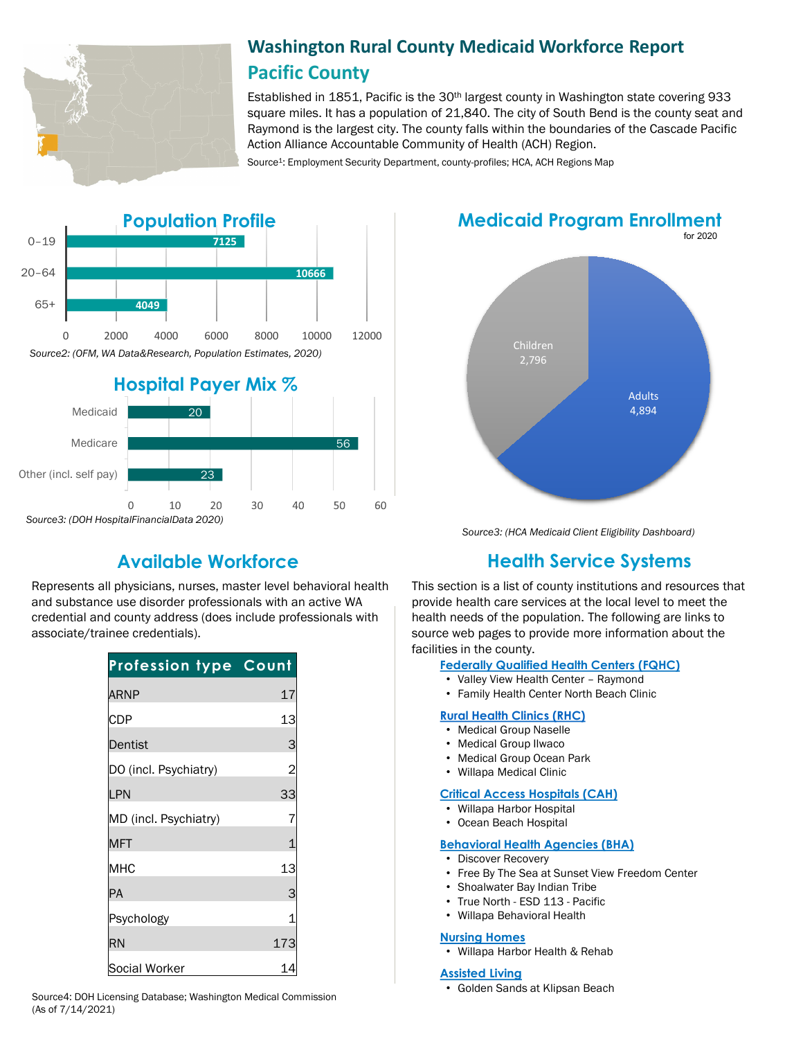# Washington Rural County Medicaid Workforce Report

## Pacific County

Established in 1851, Pacific is the 30th largest county in Washington state covering 933 square miles. It has a population of 21,840. The city of South Bend is the county seat and Raymond is the largest city. The county falls within the boundaries of the Cascade Pacific Action Alliance Accountable Community of Health (ACH) Region.

Source[1]: Employment Security Department, county-profiles; HCA, ACH Regions Map

## Population Profile

| Age | Population |
|---|---|
| 0–19 | 7125 |
| 20–64 | 10666 |
| 65+ | 4049 |

*Source2: (OFM, WA Data&Research, Population Estimates, 2020)*

## Hospital Payer Mix %

| Payer | % |
|---|---|
| Medicaid | 20 |
| Medicare | 56 |
| Other (incl. self pay) | 23 |

*Source3: (DOH HospitalFinancialData 2020)*

## Medicaid Program Enrollment

for 2020

| Group | Enrollment |
|---|---|
| Adults | 4,894 |
| Children | 2,796 |

*Source3: (HCA Medicaid Client Eligibility Dashboard)*

## Available Workforce

Represents all physicians, nurses, master level behavioral health and substance use disorder professionals with an active WA credential and county address (does include professionals with associate/trainee credentials).

| Profession type | Count |
|---|---|
| ARNP | 17 |
| CDP | 13 |
| Dentist | 3 |
| DO (incl. Psychiatry) | 2 |
| LPN | 33 |
| MD (incl. Psychiatry) | 7 |
| MFT | 1 |
| MHC | 13 |
| PA | 3 |
| Psychology | 1 |
| RN | 173 |
| Social Worker | 14 |

Source4: DOH Licensing Database; Washington Medical Commission (As of 7/14/2021)

## Health Service Systems

This section is a list of county institutions and resources that provide health care services at the local level to meet the health needs of the population. The following are links to source web pages to provide more information about the facilities in the county.

**Federally Qualified Health Centers (FQHC)**
- Valley View Health Center – Raymond
- Family Health Center North Beach Clinic

**Rural Health Clinics (RHC)**
- Medical Group Naselle
- Medical Group Ilwaco
- Medical Group Ocean Park
- Willapa Medical Clinic

**Critical Access Hospitals (CAH)**
- Willapa Harbor Hospital
- Ocean Beach Hospital

**Behavioral Health Agencies (BHA)**
- Discover Recovery
- Free By The Sea at Sunset View Freedom Center
- Shoalwater Bay Indian Tribe
- True North - ESD 113 - Pacific
- Willapa Behavioral Health

**Nursing Homes**
- Willapa Harbor Health & Rehab

**Assisted Living**
- Golden Sands at Klipsan Beach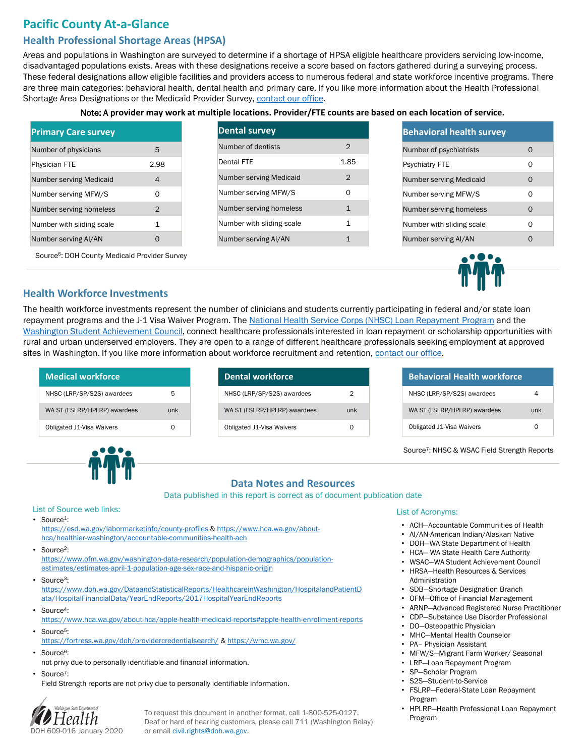# Pacific County At-a-Glance

## Health Professional Shortage Areas (HPSA)

Areas and populations in Washington are surveyed to determine if a shortage of HPSA eligible healthcare providers servicing low-income, disadvantaged populations exists. Areas with these designations receive a score based on factors gathered during a surveying process. These federal designations allow eligible facilities and providers access to numerous federal and state workforce incentive programs. There are three main categories: behavioral health, dental health and primary care. If you like more information about the Health Professional Shortage Area Designations or the Medicaid Provider Survey, contact our office.

**Note: A provider may work at multiple locations. Provider/FTE counts are based on each location of service.**

| Primary Care survey | |
|---|---|
| Number of physicians | 5 |
| Physician FTE | 2.98 |
| Number serving Medicaid | 4 |
| Number serving MFW/S | 0 |
| Number serving homeless | 2 |
| Number with sliding scale | 1 |
| Number serving AI/AN | 0 |

| Dental survey | |
|---|---|
| Number of dentists | 2 |
| Dental FTE | 1.85 |
| Number serving Medicaid | 2 |
| Number serving MFW/S | 0 |
| Number serving homeless | 1 |
| Number with sliding scale | 1 |
| Number serving AI/AN | 1 |

| Behavioral health survey | |
|---|---|
| Number of psychiatrists | 0 |
| Psychiatry FTE | 0 |
| Number serving Medicaid | 0 |
| Number serving MFW/S | 0 |
| Number serving homeless | 0 |
| Number with sliding scale | 0 |
| Number serving AI/AN | 0 |

Source[6]: DOH County Medicaid Provider Survey

## Health Workforce Investments

The health workforce investments represent the number of clinicians and students currently participating in federal and/or state loan repayment programs and the J-1 Visa Waiver Program. The National Health Service Corps (NHSC) Loan Repayment Program and the Washington Student Achievement Council, connect healthcare professionals interested in loan repayment or scholarship opportunities with rural and urban underserved employers. They are open to a range of different healthcare professionals seeking employment at approved sites in Washington. If you like more information about workforce recruitment and retention, contact our office.

| Medical workforce | |
|---|---|
| NHSC (LRP/SP/S2S) awardees | 5 |
| WA ST (FSLRP/HPLRP) awardees | unk |
| Obligated J1-Visa Waivers | 0 |

| Dental workforce | |
|---|---|
| NHSC (LRP/SP/S2S) awardees | 2 |
| WA ST (FSLRP/HPLRP) awardees | unk |
| Obligated J1-Visa Waivers | 0 |

| Behavioral Health workforce | |
|---|---|
| NHSC (LRP/SP/S2S) awardees | 4 |
| WA ST (FSLRP/HPLRP) awardees | unk |
| Obligated J1-Visa Waivers | 0 |

Source[7]: NHSC & WSAC Field Strength Reports

## Data Notes and Resources

Data published in this report is correct as of document publication date

List of Source web links:

- Source[1]: https://esd.wa.gov/labormarketinfo/county-profiles & https://www.hca.wa.gov/about-hca/healthier-washington/accountable-communities-health-ach
- Source[2]: https://www.ofm.wa.gov/washington-data-research/population-demographics/population-estimates/estimates-april-1-population-age-sex-race-and-hispanic-origin
- Source[3]: https://www.doh.wa.gov/DataandStatisticalReports/HealthcareinWashington/HospitalandPatientData/HospitalFinancialData/YearEndReports/2017HospitalYearEndReports
- Source[4]: https://www.hca.wa.gov/about-hca/apple-health-medicaid-reports#apple-health-enrollment-reports
- Source[5]: https://fortress.wa.gov/doh/providercredentialsearch/ & https://wmc.wa.gov/
- Source[6]: not privy due to personally identifiable and financial information.
- Source[7]: Field Strength reports are not privy due to personally identifiable information.

List of Acronyms:

- ACH—Accountable Communities of Health
- AI/AN-American Indian/Alaskan Native
- DOH—WA State Department of Health
- HCA— WA State Health Care Authority
- WSAC—WA Student Achievement Council
- HRSA—Health Resources & Services Administration
- SDB—Shortage Designation Branch
- OFM—Office of Financial Management
- ARNP—Advanced Registered Nurse Practitioner
- CDP—Substance Use Disorder Professional
- DO—Osteopathic Physician
- MHC—Mental Health Counselor
- PA– Physician Assistant
- MFW/S—Migrant Farm Worker/ Seasonal
- LRP—Loan Repayment Program
- SP—Scholar Program
- S2S—Student-to-Service
- FSLRP—Federal-State Loan Repayment Program
- HPLRP—Health Professional Loan Repayment Program

Washington State Department of Health

DOH 609-016 January 2020

To request this document in another format, call 1-800-525-0127. Deaf or hard of hearing customers, please call 711 (Washington Relay) or email civil.rights@doh.wa.gov.